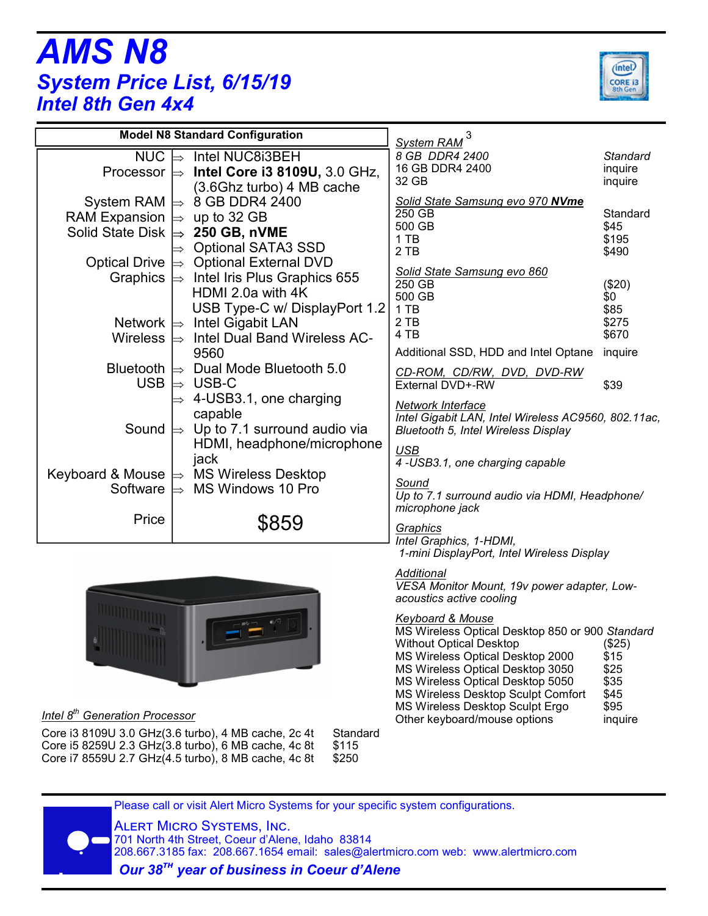# AMS N8

## System Price List, 6/15/19

## Intel 8th Gen 4x4

| Model N8 Standard Configuration | |
|---|---|
| NUC | ⇒ Intel NUC8i3BEH |
| Processor | ⇒ **Intel Core i3 8109U,** 3.0 GHz, (3.6Ghz turbo) 4 MB cache |
| System RAM | ⇒ 8 GB DDR4 2400 |
| RAM Expansion | ⇒ up to 32 GB |
| Solid State Disk | ⇒ **250 GB, nVME** |
| | ⇒ Optional SATA3 SSD |
| Optical Drive | ⇒ Optional External DVD |
| Graphics | ⇒ Intel Iris Plus Graphics 655<br>HDMI 2.0a with 4K<br>USB Type-C w/ DisplayPort 1.2 |
| Network | ⇒ Intel Gigabit LAN |
| Wireless | ⇒ Intel Dual Band Wireless AC-9560 |
| Bluetooth | ⇒ Dual Mode Bluetooth 5.0 |
| USB | ⇒ USB-C |
| | ⇒ 4-USB3.1, one charging capable |
| Sound | ⇒ Up to 7.1 surround audio via HDMI, headphone/microphone jack |
| Keyboard & Mouse | ⇒ MS Wireless Desktop |
| Software | ⇒ MS Windows 10 Pro |
| Price | $859 |

*Intel 8th Generation Processor*

| | |
|---|---|
| Core i3 8109U 3.0 GHz(3.6 turbo), 4 MB cache, 2c 4t | Standard |
| Core i5 8259U 2.3 GHz(3.8 turbo), 6 MB cache, 4c 8t | $115 |
| Core i7 8559U 2.7 GHz(4.5 turbo), 8 MB cache, 4c 8t | $250 |

*System RAM* [3]

| | |
|---|---|
| *8 GB DDR4 2400* | *Standard* |
| 16 GB DDR4 2400 | inquire |
| 32 GB | inquire |

*Solid State Samsung evo 970 **NVme***

| | |
|---|---|
| 250 GB | Standard |
| 500 GB | $45 |
| 1 TB | $195 |
| 2 TB | $490 |

*Solid State Samsung evo 860*

| | |
|---|---|
| 250 GB | ($20) |
| 500 GB | $0 |
| 1 TB | $85 |
| 2 TB | $275 |
| 4 TB | $670 |
| Additional SSD, HDD and Intel Optane | inquire |

*CD-ROM, CD/RW, DVD, DVD-RW*

| | |
|---|---|
| External DVD+-RW | $39 |

*Network Interface*
*Intel Gigabit LAN, Intel Wireless AC9560, 802.11ac, Bluetooth 5, Intel Wireless Display*

*USB*
*4 -USB3.1, one charging capable*

*Sound*
*Up to 7.1 surround audio via HDMI, Headphone/ microphone jack*

*Graphics*
*Intel Graphics, 1-HDMI,*
*1-mini DisplayPort, Intel Wireless Display*

*Additional*
*VESA Monitor Mount, 19v power adapter, Low-acoustics active cooling*

*Keyboard & Mouse*

| | |
|---|---|
| MS Wireless Optical Desktop 850 or 900 | *Standard* |
| Without Optical Desktop | ($25) |
| MS Wireless Optical Desktop 2000 | $15 |
| MS Wireless Optical Desktop 3050 | $25 |
| MS Wireless Optical Desktop 5050 | $35 |
| MS Wireless Desktop Sculpt Comfort | $45 |
| MS Wireless Desktop Sculpt Ergo | $95 |
| Other keyboard/mouse options | inquire |

Please call or visit Alert Micro Systems for your specific system configurations.

ALERT MICRO SYSTEMS, INC.
701 North 4th Street, Coeur d'Alene, Idaho 83814
208.667.3185 fax: 208.667.1654 email: sales@alertmicro.com web: www.alertmicro.com

***Our 38TH year of business in Coeur d'Alene***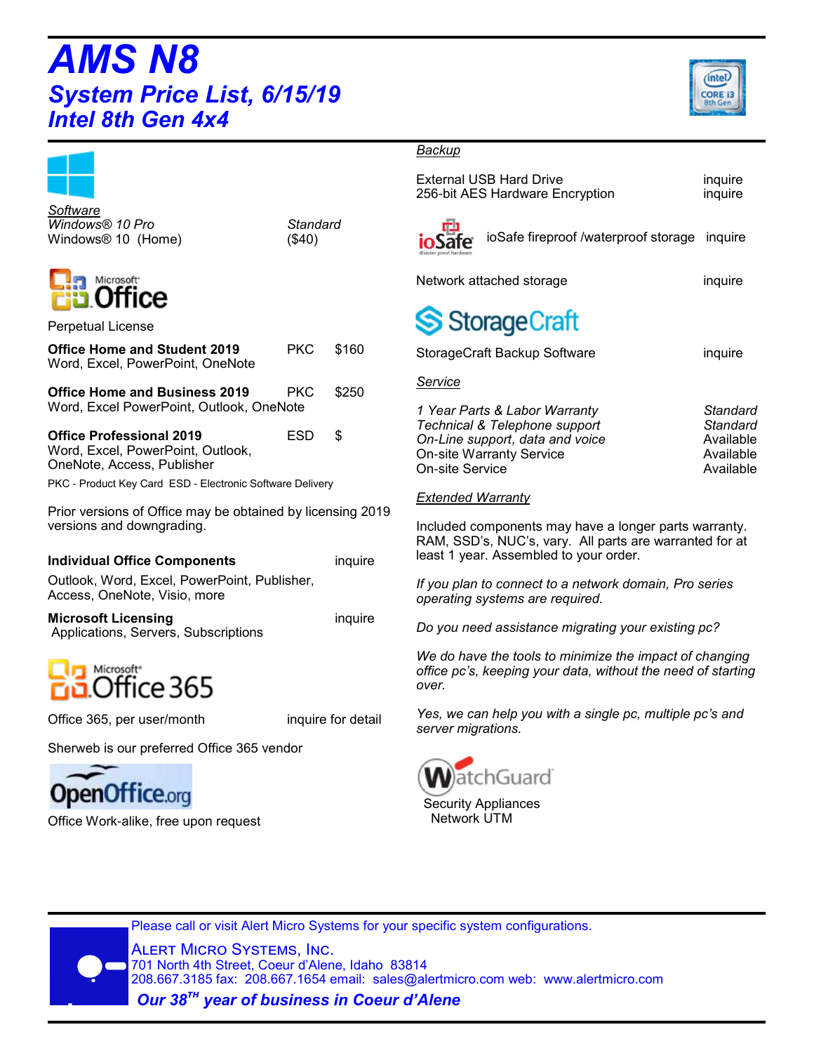# AMS N8

## System Price List, 6/15/19

## Intel 8th Gen 4x4

*Software*

| | |
|---|---|
| *Windows® 10 Pro* | *Standard* |
| Windows® 10 (Home) | ($40) |

Perpetual License

| | | |
|---|---|---|
| **Office Home and Student 2019**<br>Word, Excel, PowerPoint, OneNote | PKC | $160 |
| **Office Home and Business 2019**<br>Word, Excel PowerPoint, Outlook, OneNote | PKC | $250 |
| **Office Professional 2019**<br>Word, Excel, PowerPoint, Outlook, OneNote, Access, Publisher | ESD | $ |

PKC - Product Key Card ESD - Electronic Software Delivery

Prior versions of Office may be obtained by licensing 2019 versions and downgrading.

**Individual Office Components** inquire

Outlook, Word, Excel, PowerPoint, Publisher, Access, OneNote, Visio, more

**Microsoft Licensing** inquire

Applications, Servers, Subscriptions

Office 365, per user/month inquire for detail

Sherweb is our preferred Office 365 vendor

Office Work-alike, free upon request

*Backup*

| | |
|---|---|
| External USB Hard Drive | inquire |
| 256-bit AES Hardware Encryption | inquire |
| ioSafe fireproof /waterproof storage | inquire |
| Network attached storage | inquire |
| StorageCraft Backup Software | inquire |

*Service*

| | |
|---|---|
| *1 Year Parts & Labor Warranty* | *Standard* |
| *Technical & Telephone support* | *Standard* |
| *On-Line support, data and voice* | Available |
| On-site Warranty Service | Available |
| On-site Service | Available |

*Extended Warranty*

Included components may have a longer parts warranty. RAM, SSD's, NUC's, vary. All parts are warranted for at least 1 year. Assembled to your order.

*If you plan to connect to a network domain, Pro series operating systems are required.*

*Do you need assistance migrating your existing pc?*

*We do have the tools to minimize the impact of changing office pc's, keeping your data, without the need of starting over.*

*Yes, we can help you with a single pc, multiple pc's and server migrations.*

Security Appliances
Network UTM

Please call or visit Alert Micro Systems for your specific system configurations.

ALERT MICRO SYSTEMS, INC.
701 North 4th Street, Coeur d'Alene, Idaho 83814
208.667.3185 fax: 208.667.1654 email: sales@alertmicro.com web: www.alertmicro.com

***Our 38TH year of business in Coeur d'Alene***